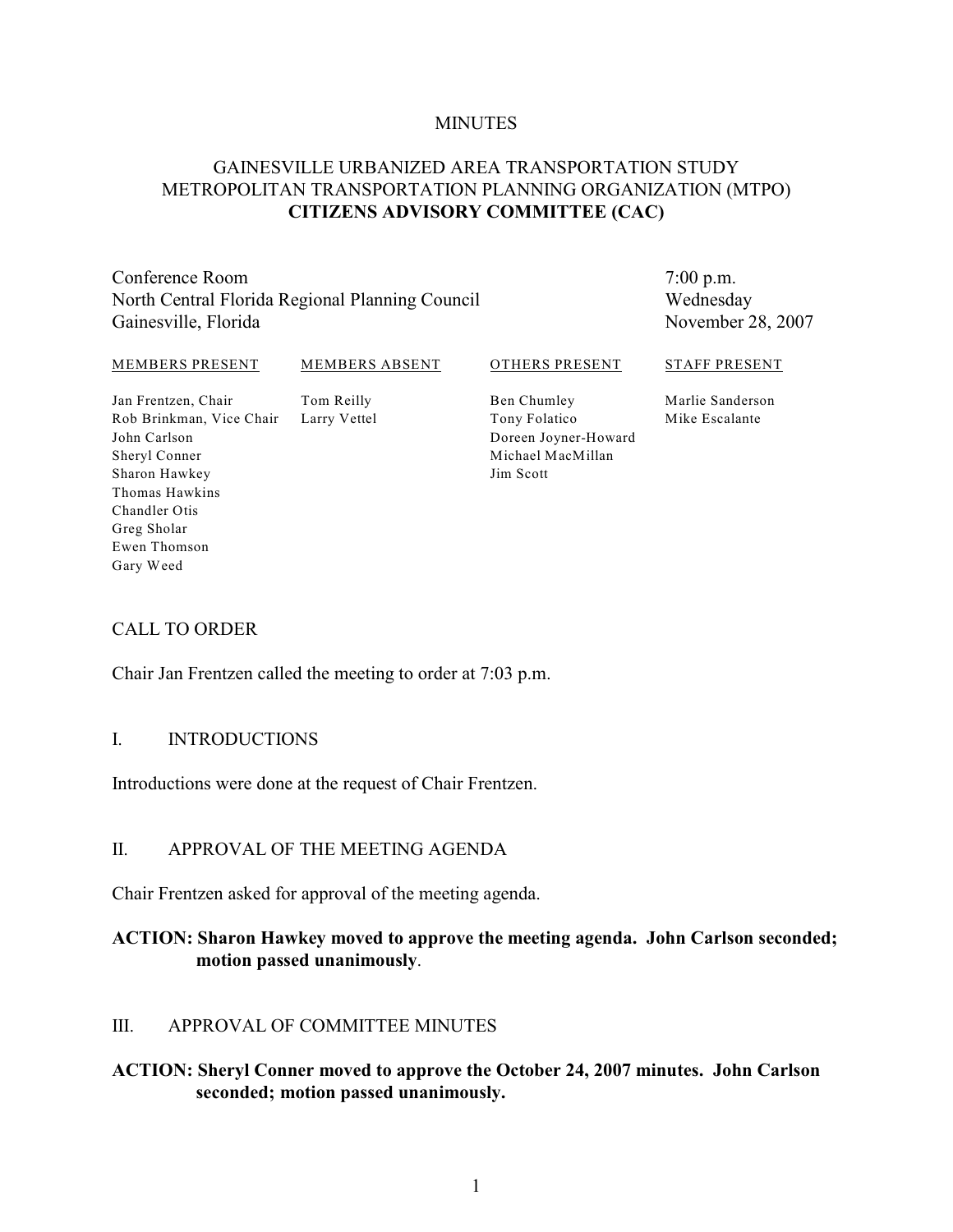MINUTES

# GAINESVILLE URBANIZED AREA TRANSPORTATION STUDY METROPOLITAN TRANSPORTATION PLANNING ORGANIZATION (MTPO) CITIZENS ADVISORY COMMITTEE (CAC)

Conference Room
North Central Florida Regional Planning Council
Gainesville, Florida

7:00 p.m.
Wednesday
November 28, 2007

| MEMBERS PRESENT | MEMBERS ABSENT | OTHERS PRESENT | STAFF PRESENT |
|---|---|---|---|
| Jan Frentzen, Chair | Tom Reilly | Ben Chumley | Marlie Sanderson |
| Rob Brinkman, Vice Chair | Larry Vettel | Tony Folatico | Mike Escalante |
| John Carlson | | Doreen Joyner-Howard | |
| Sheryl Conner | | Michael MacMillan | |
| Sharon Hawkey | | Jim Scott | |
| Thomas Hawkins | | | |
| Chandler Otis | | | |
| Greg Sholar | | | |
| Ewen Thomson | | | |
| Gary Weed | | | |

## CALL TO ORDER

Chair Jan Frentzen called the meeting to order at 7:03 p.m.

## I. INTRODUCTIONS

Introductions were done at the request of Chair Frentzen.

## II. APPROVAL OF THE MEETING AGENDA

Chair Frentzen asked for approval of the meeting agenda.

**ACTION: Sharon Hawkey moved to approve the meeting agenda. John Carlson seconded; motion passed unanimously**.

## III. APPROVAL OF COMMITTEE MINUTES

**ACTION: Sheryl Conner moved to approve the October 24, 2007 minutes. John Carlson seconded; motion passed unanimously.**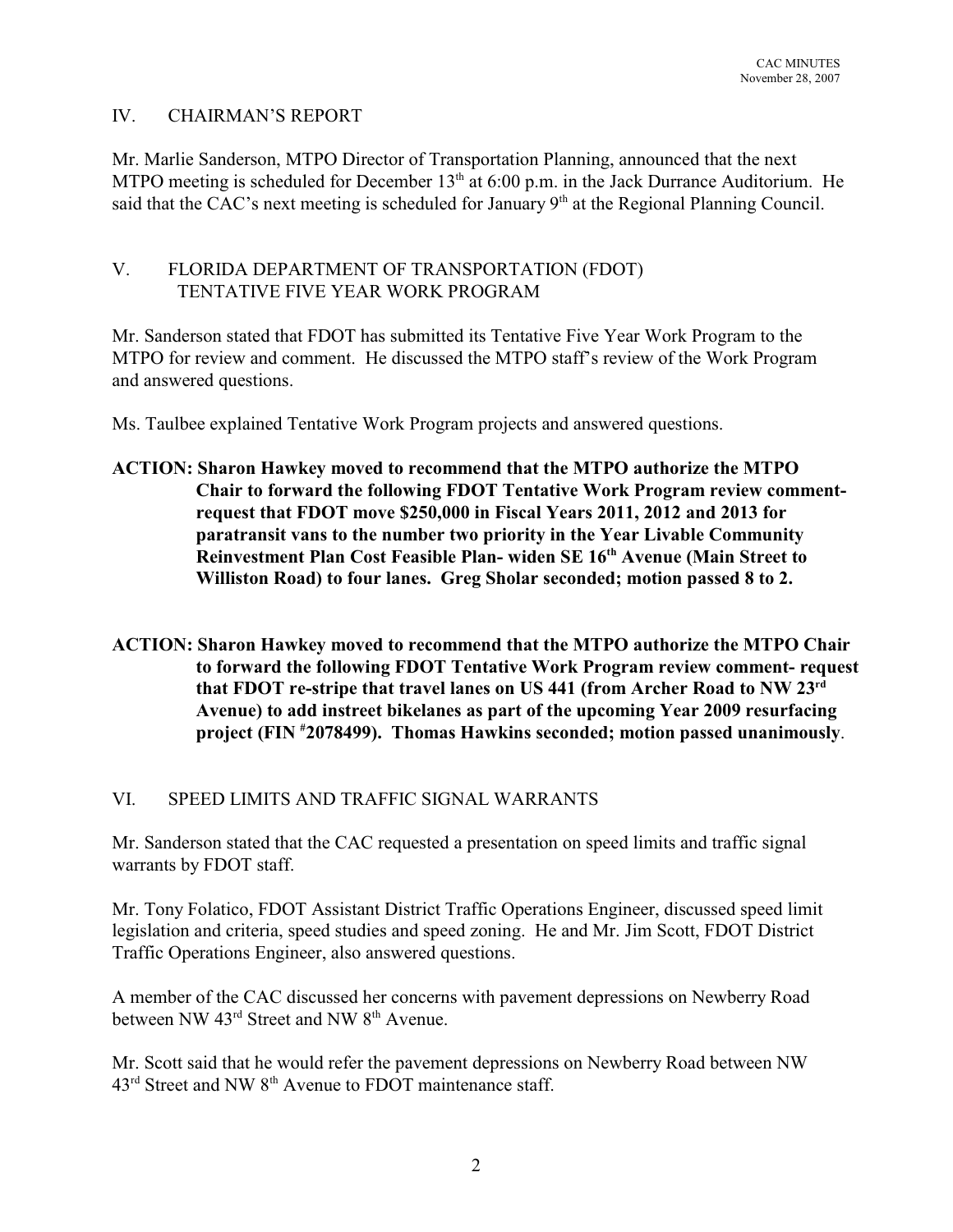## IV. CHAIRMAN'S REPORT

Mr. Marlie Sanderson, MTPO Director of Transportation Planning, announced that the next MTPO meeting is scheduled for December 13th at 6:00 p.m. in the Jack Durrance Auditorium. He said that the CAC's next meeting is scheduled for January 9th at the Regional Planning Council.

## V. FLORIDA DEPARTMENT OF TRANSPORTATION (FDOT) TENTATIVE FIVE YEAR WORK PROGRAM

Mr. Sanderson stated that FDOT has submitted its Tentative Five Year Work Program to the MTPO for review and comment. He discussed the MTPO staff's review of the Work Program and answered questions.

Ms. Taulbee explained Tentative Work Program projects and answered questions.

**ACTION: Sharon Hawkey moved to recommend that the MTPO authorize the MTPO Chair to forward the following FDOT Tentative Work Program review comment- request that FDOT move $250,000 in Fiscal Years 2011, 2012 and 2013 for paratransit vans to the number two priority in the Year Livable Community Reinvestment Plan Cost Feasible Plan- widen SE 16th Avenue (Main Street to Williston Road) to four lanes. Greg Sholar seconded; motion passed 8 to 2.**

**ACTION: Sharon Hawkey moved to recommend that the MTPO authorize the MTPO Chair to forward the following FDOT Tentative Work Program review comment- request that FDOT re-stripe that travel lanes on US 441 (from Archer Road to NW 23rd Avenue) to add instreet bikelanes as part of the upcoming Year 2009 resurfacing project (FIN #2078499). Thomas Hawkins seconded; motion passed unanimously**.

## VI. SPEED LIMITS AND TRAFFIC SIGNAL WARRANTS

Mr. Sanderson stated that the CAC requested a presentation on speed limits and traffic signal warrants by FDOT staff.

Mr. Tony Folatico, FDOT Assistant District Traffic Operations Engineer, discussed speed limit legislation and criteria, speed studies and speed zoning. He and Mr. Jim Scott, FDOT District Traffic Operations Engineer, also answered questions.

A member of the CAC discussed her concerns with pavement depressions on Newberry Road between NW 43rd Street and NW 8th Avenue.

Mr. Scott said that he would refer the pavement depressions on Newberry Road between NW 43rd Street and NW 8th Avenue to FDOT maintenance staff.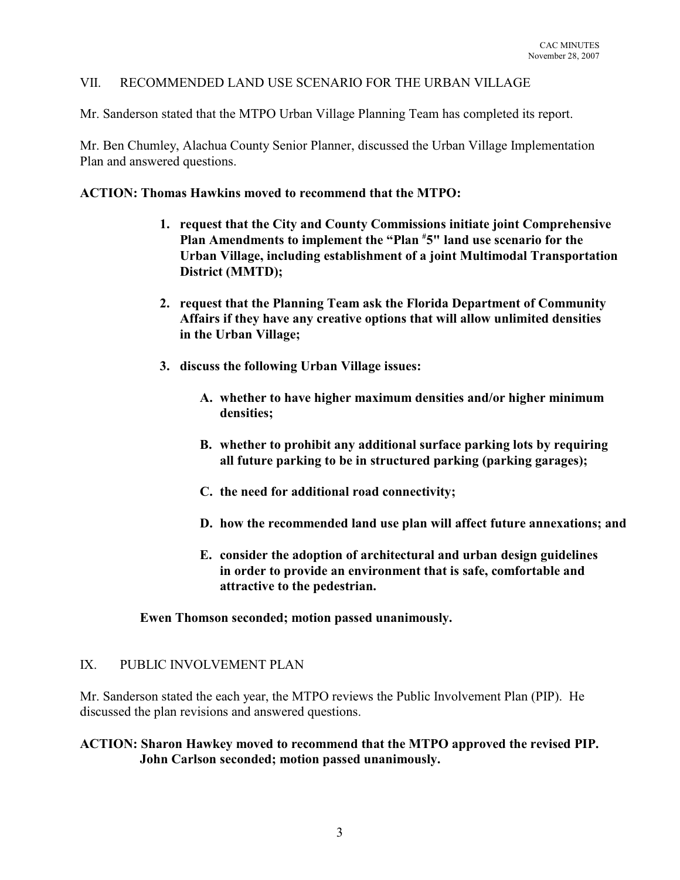## VII. RECOMMENDED LAND USE SCENARIO FOR THE URBAN VILLAGE

Mr. Sanderson stated that the MTPO Urban Village Planning Team has completed its report.

Mr. Ben Chumley, Alachua County Senior Planner, discussed the Urban Village Implementation Plan and answered questions.

**ACTION: Thomas Hawkins moved to recommend that the MTPO:**

1. **request that the City and County Commissions initiate joint Comprehensive Plan Amendments to implement the "Plan #5" land use scenario for the Urban Village, including establishment of a joint Multimodal Transportation District (MMTD);**

2. **request that the Planning Team ask the Florida Department of Community Affairs if they have any creative options that will allow unlimited densities in the Urban Village;**

3. **discuss the following Urban Village issues:**

   A. **whether to have higher maximum densities and/or higher minimum densities;**

   B. **whether to prohibit any additional surface parking lots by requiring all future parking to be in structured parking (parking garages);**

   C. **the need for additional road connectivity;**

   D. **how the recommended land use plan will affect future annexations; and**

   E. **consider the adoption of architectural and urban design guidelines in order to provide an environment that is safe, comfortable and attractive to the pedestrian.**

**Ewen Thomson seconded; motion passed unanimously.**

## IX. PUBLIC INVOLVEMENT PLAN

Mr. Sanderson stated the each year, the MTPO reviews the Public Involvement Plan (PIP). He discussed the plan revisions and answered questions.

**ACTION: Sharon Hawkey moved to recommend that the MTPO approved the revised PIP. John Carlson seconded; motion passed unanimously.**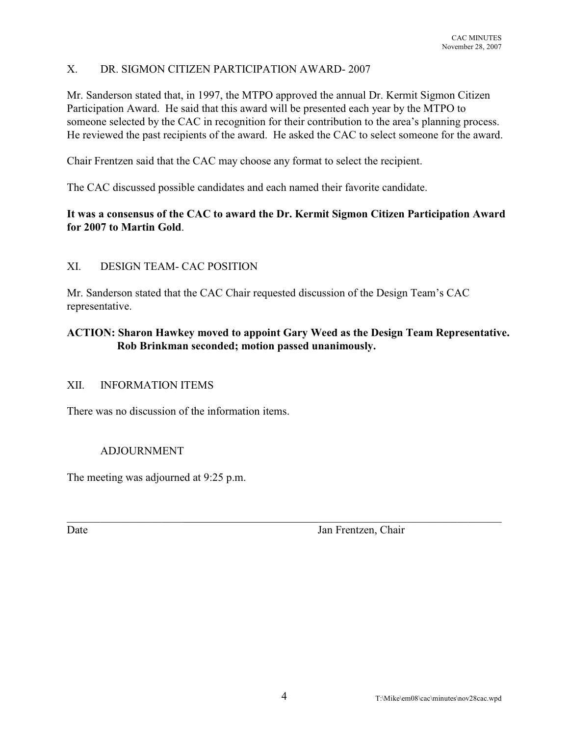## X. DR. SIGMON CITIZEN PARTICIPATION AWARD- 2007

Mr. Sanderson stated that, in 1997, the MTPO approved the annual Dr. Kermit Sigmon Citizen Participation Award. He said that this award will be presented each year by the MTPO to someone selected by the CAC in recognition for their contribution to the area's planning process. He reviewed the past recipients of the award. He asked the CAC to select someone for the award.

Chair Frentzen said that the CAC may choose any format to select the recipient.

The CAC discussed possible candidates and each named their favorite candidate.

**It was a consensus of the CAC to award the Dr. Kermit Sigmon Citizen Participation Award for 2007 to Martin Gold**.

## XI. DESIGN TEAM- CAC POSITION

Mr. Sanderson stated that the CAC Chair requested discussion of the Design Team's CAC representative.

**ACTION: Sharon Hawkey moved to appoint Gary Weed as the Design Team Representative. Rob Brinkman seconded; motion passed unanimously.**

## XII. INFORMATION ITEMS

There was no discussion of the information items.

## ADJOURNMENT

The meeting was adjourned at 9:25 p.m.

\_\_\_\_\_\_\_\_\_\_\_\_\_\_\_\_\_\_\_\_\_\_\_\_\_\_\_\_\_\_\_\_\_\_\_\_\_\_\_\_\_\_\_\_\_\_\_\_\_\_\_\_\_\_\_\_\_\_\_\_\_\_\_\_\_\_\_\_\_\_

Date Jan Frentzen, Chair

T:\Mike\em08\cac\minutes\nov28cac.wpd